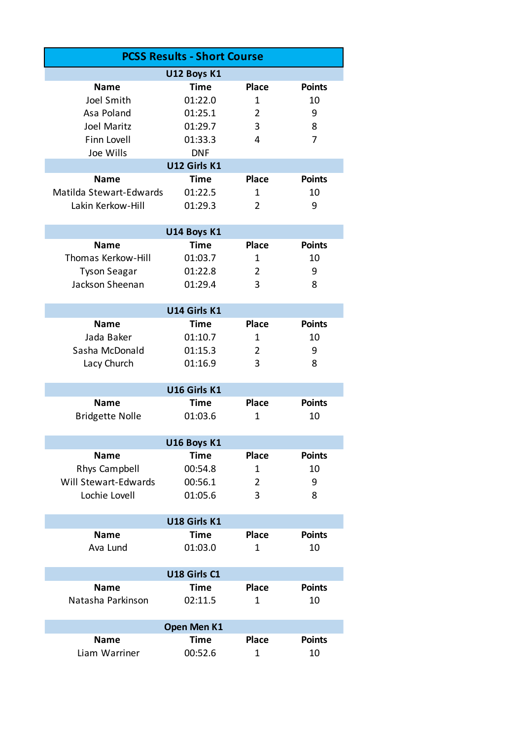# PCSS Results - Short Course

## U12 Boys K1

| Name | Time | Place | Points |
|---|---|---|---|
| Joel Smith | 01:22.0 | 1 | 10 |
| Asa Poland | 01:25.1 | 2 | 9 |
| Joel Maritz | 01:29.7 | 3 | 8 |
| Finn Lovell | 01:33.3 | 4 | 7 |
| Joe Wills | DNF | | |

## U12 Girls K1

| Name | Time | Place | Points |
|---|---|---|---|
| Matilda Stewart-Edwards | 01:22.5 | 1 | 10 |
| Lakin Kerkow-Hill | 01:29.3 | 2 | 9 |

## U14 Boys K1

| Name | Time | Place | Points |
|---|---|---|---|
| Thomas Kerkow-Hill | 01:03.7 | 1 | 10 |
| Tyson Seagar | 01:22.8 | 2 | 9 |
| Jackson Sheenan | 01:29.4 | 3 | 8 |

## U14 Girls K1

| Name | Time | Place | Points |
|---|---|---|---|
| Jada Baker | 01:10.7 | 1 | 10 |
| Sasha McDonald | 01:15.3 | 2 | 9 |
| Lacy Church | 01:16.9 | 3 | 8 |

## U16 Girls K1

| Name | Time | Place | Points |
|---|---|---|---|
| Bridgette Nolle | 01:03.6 | 1 | 10 |

## U16 Boys K1

| Name | Time | Place | Points |
|---|---|---|---|
| Rhys Campbell | 00:54.8 | 1 | 10 |
| Will Stewart-Edwards | 00:56.1 | 2 | 9 |
| Lochie Lovell | 01:05.6 | 3 | 8 |

## U18 Girls K1

| Name | Time | Place | Points |
|---|---|---|---|
| Ava Lund | 01:03.0 | 1 | 10 |

## U18 Girls C1

| Name | Time | Place | Points |
|---|---|---|---|
| Natasha Parkinson | 02:11.5 | 1 | 10 |

## Open Men K1

| Name | Time | Place | Points |
|---|---|---|---|
| Liam Warriner | 00:52.6 | 1 | 10 |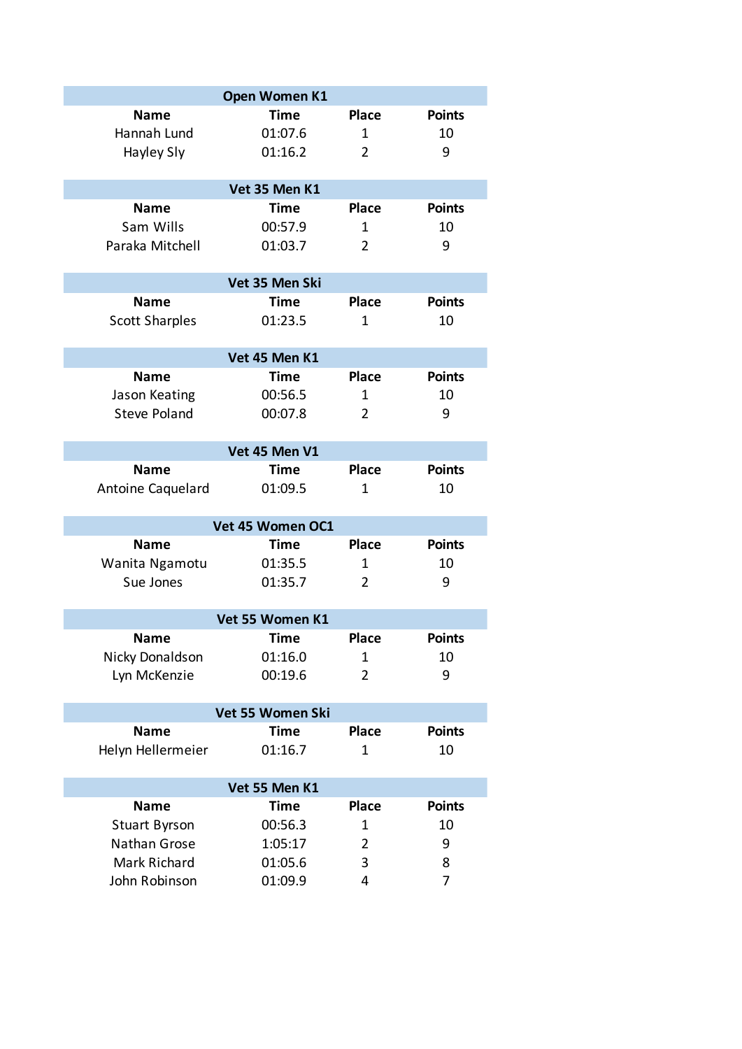| Open Women K1 | | | |
|---|---|---|---|
| **Name** | **Time** | **Place** | **Points** |
| Hannah Lund | 01:07.6 | 1 | 10 |
| Hayley Sly | 01:16.2 | 2 | 9 |

| Vet 35 Men K1 | | | |
|---|---|---|---|
| **Name** | **Time** | **Place** | **Points** |
| Sam Wills | 00:57.9 | 1 | 10 |
| Paraka Mitchell | 01:03.7 | 2 | 9 |

| Vet 35 Men Ski | | | |
|---|---|---|---|
| **Name** | **Time** | **Place** | **Points** |
| Scott Sharples | 01:23.5 | 1 | 10 |

| Vet 45 Men K1 | | | |
|---|---|---|---|
| **Name** | **Time** | **Place** | **Points** |
| Jason Keating | 00:56.5 | 1 | 10 |
| Steve Poland | 00:07.8 | 2 | 9 |

| Vet 45 Men V1 | | | |
|---|---|---|---|
| **Name** | **Time** | **Place** | **Points** |
| Antoine Caquelard | 01:09.5 | 1 | 10 |

| Vet 45 Women OC1 | | | |
|---|---|---|---|
| **Name** | **Time** | **Place** | **Points** |
| Wanita Ngamotu | 01:35.5 | 1 | 10 |
| Sue Jones | 01:35.7 | 2 | 9 |

| Vet 55 Women K1 | | | |
|---|---|---|---|
| **Name** | **Time** | **Place** | **Points** |
| Nicky Donaldson | 01:16.0 | 1 | 10 |
| Lyn McKenzie | 00:19.6 | 2 | 9 |

| Vet 55 Women Ski | | | |
|---|---|---|---|
| **Name** | **Time** | **Place** | **Points** |
| Helyn Hellermeier | 01:16.7 | 1 | 10 |

| Vet 55 Men K1 | | | |
|---|---|---|---|
| **Name** | **Time** | **Place** | **Points** |
| Stuart Byrson | 00:56.3 | 1 | 10 |
| Nathan Grose | 1:05:17 | 2 | 9 |
| Mark Richard | 01:05.6 | 3 | 8 |
| John Robinson | 01:09.9 | 4 | 7 |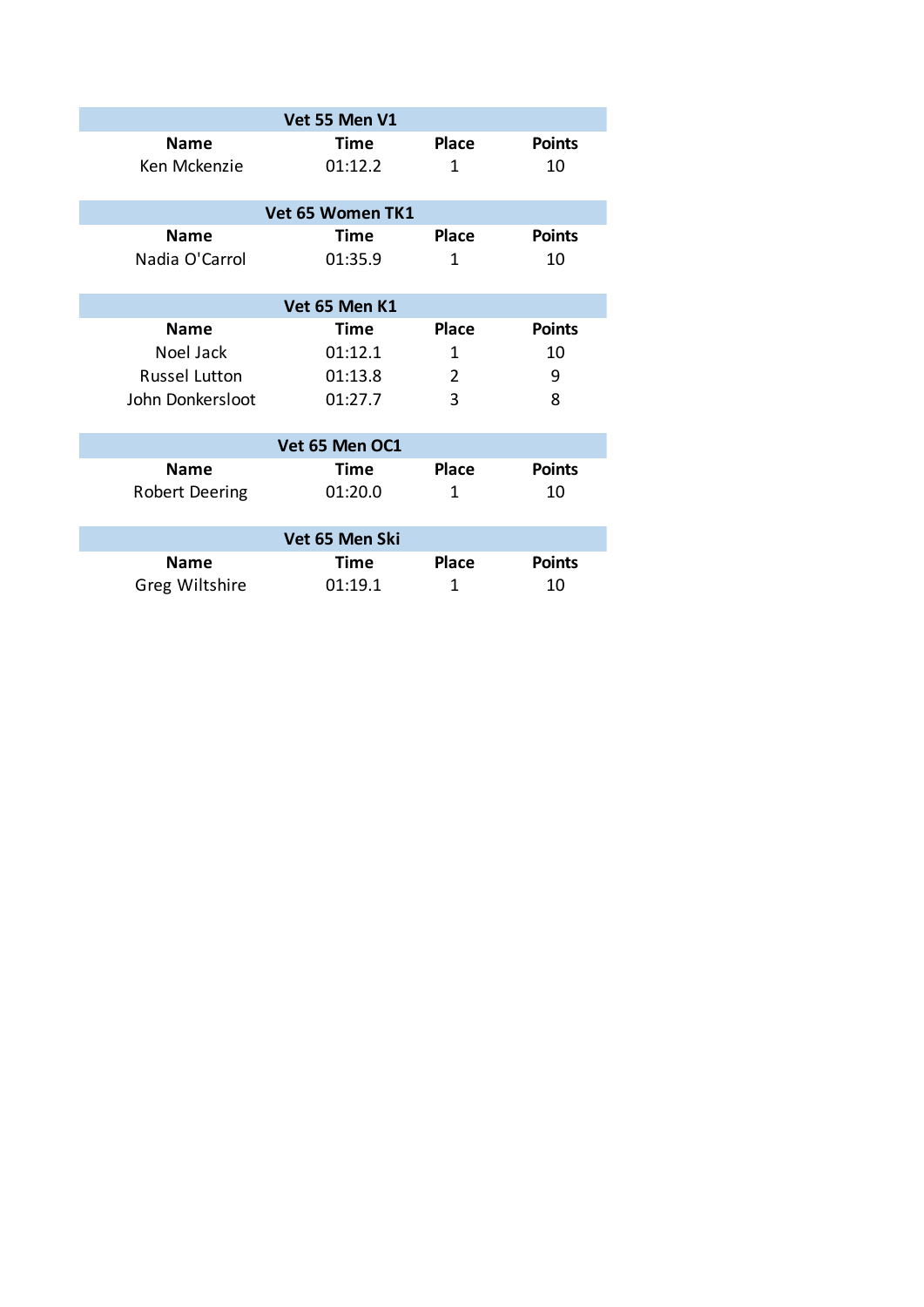| Vet 55 Men V1 | | | |
|---|---|---|---|
| **Name** | **Time** | **Place** | **Points** |
| Ken Mckenzie | 01:12.2 | 1 | 10 |

| Vet 65 Women TK1 | | | |
|---|---|---|---|
| **Name** | **Time** | **Place** | **Points** |
| Nadia O'Carrol | 01:35.9 | 1 | 10 |

| Vet 65 Men K1 | | | |
|---|---|---|---|
| **Name** | **Time** | **Place** | **Points** |
| Noel Jack | 01:12.1 | 1 | 10 |
| Russel Lutton | 01:13.8 | 2 | 9 |
| John Donkersloot | 01:27.7 | 3 | 8 |

| Vet 65 Men OC1 | | | |
|---|---|---|---|
| **Name** | **Time** | **Place** | **Points** |
| Robert Deering | 01:20.0 | 1 | 10 |

| Vet 65 Men Ski | | | |
|---|---|---|---|
| **Name** | **Time** | **Place** | **Points** |
| Greg Wiltshire | 01:19.1 | 1 | 10 |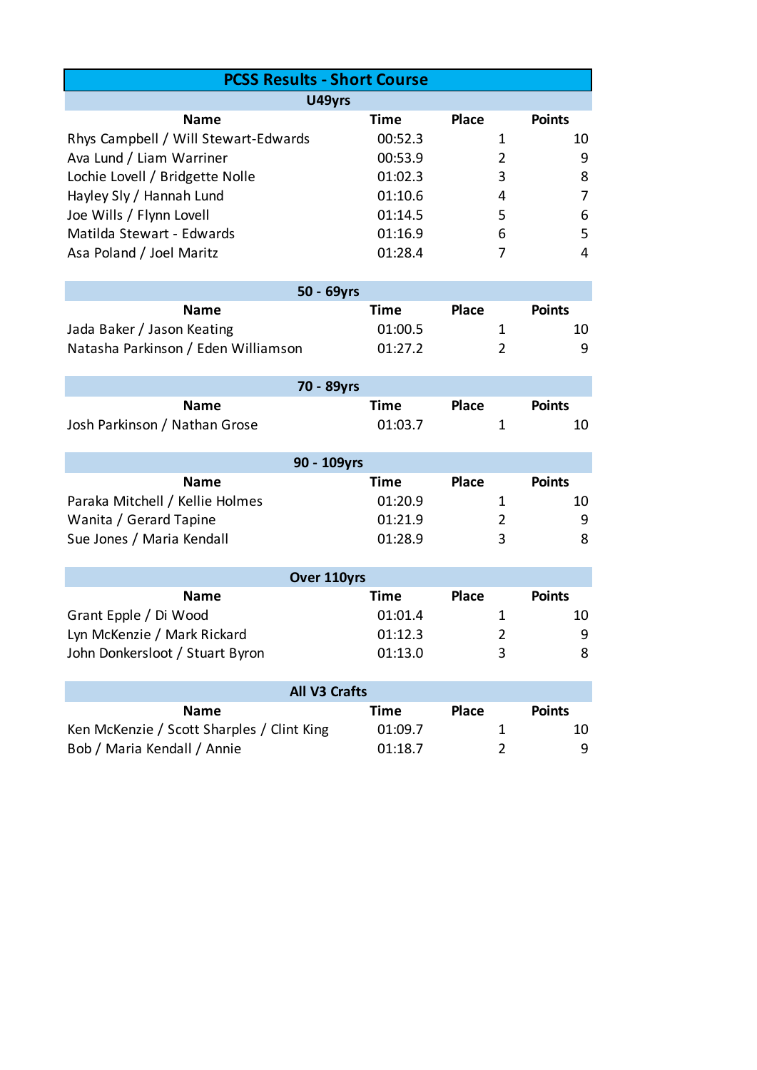## PCSS Results - Short Course

### U49yrs

| Name | Time | Place | Points |
|---|---|---|---|
| Rhys Campbell / Will Stewart-Edwards | 00:52.3 | 1 | 10 |
| Ava Lund / Liam Warriner | 00:53.9 | 2 | 9 |
| Lochie Lovell / Bridgette Nolle | 01:02.3 | 3 | 8 |
| Hayley Sly / Hannah Lund | 01:10.6 | 4 | 7 |
| Joe Wills / Flynn Lovell | 01:14.5 | 5 | 6 |
| Matilda Stewart - Edwards | 01:16.9 | 6 | 5 |
| Asa Poland / Joel Maritz | 01:28.4 | 7 | 4 |

### 50 - 69yrs

| Name | Time | Place | Points |
|---|---|---|---|
| Jada Baker / Jason Keating | 01:00.5 | 1 | 10 |
| Natasha Parkinson / Eden Williamson | 01:27.2 | 2 | 9 |

### 70 - 89yrs

| Name | Time | Place | Points |
|---|---|---|---|
| Josh Parkinson / Nathan Grose | 01:03.7 | 1 | 10 |

### 90 - 109yrs

| Name | Time | Place | Points |
|---|---|---|---|
| Paraka Mitchell / Kellie Holmes | 01:20.9 | 1 | 10 |
| Wanita / Gerard Tapine | 01:21.9 | 2 | 9 |
| Sue Jones / Maria Kendall | 01:28.9 | 3 | 8 |

### Over 110yrs

| Name | Time | Place | Points |
|---|---|---|---|
| Grant Epple / Di Wood | 01:01.4 | 1 | 10 |
| Lyn McKenzie / Mark Rickard | 01:12.3 | 2 | 9 |
| John Donkersloot / Stuart Byron | 01:13.0 | 3 | 8 |

### All V3 Crafts

| Name | Time | Place | Points |
|---|---|---|---|
| Ken McKenzie / Scott Sharples / Clint King | 01:09.7 | 1 | 10 |
| Bob / Maria Kendall / Annie | 01:18.7 | 2 | 9 |